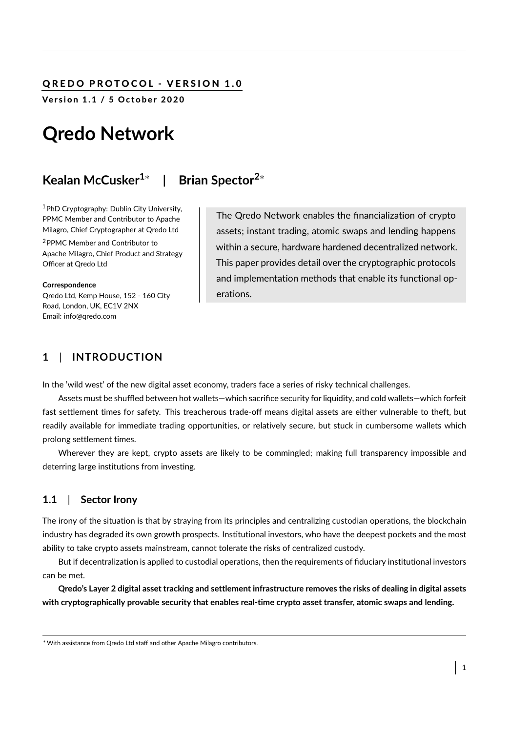**QREDO PROTOCOL - VERSION 1.0**

**Version 1.1 / 5 October 2020**

# Qredo Network

## Kealan McCusker[1]* | Brian Spector[2]*

[1]PhD Cryptography: Dublin City University, PPMC Member and Contributor to Apache Milagro, Chief Cryptographer at Qredo Ltd

[2]PPMC Member and Contributor to Apache Milagro, Chief Product and Strategy Officer at Qredo Ltd

**Correspondence**
Qredo Ltd, Kemp House, 152 - 160 City Road, London, UK, EC1V 2NX
Email: info@qredo.com

The Qredo Network enables the financialization of crypto assets; instant trading, atomic swaps and lending happens within a secure, hardware hardened decentralized network. This paper provides detail over the cryptographic protocols and implementation methods that enable its functional operations.

## 1 | INTRODUCTION

In the 'wild west' of the new digital asset economy, traders face a series of risky technical challenges.

Assets must be shuffled between hot wallets—which sacrifice security for liquidity, and cold wallets—which forfeit fast settlement times for safety. This treacherous trade-off means digital assets are either vulnerable to theft, but readily available for immediate trading opportunities, or relatively secure, but stuck in cumbersome wallets which prolong settlement times.

Wherever they are kept, crypto assets are likely to be commingled; making full transparency impossible and deterring large institutions from investing.

### 1.1 | Sector Irony

The irony of the situation is that by straying from its principles and centralizing custodian operations, the blockchain industry has degraded its own growth prospects. Institutional investors, who have the deepest pockets and the most ability to take crypto assets mainstream, cannot tolerate the risks of centralized custody.

But if decentralization is applied to custodial operations, then the requirements of fiduciary institutional investors can be met.

**Qredo's Layer 2 digital asset tracking and settlement infrastructure removes the risks of dealing in digital assets with cryptographically provable security that enables real-time crypto asset transfer, atomic swaps and lending.**

*With assistance from Qredo Ltd staff and other Apache Milagro contributors.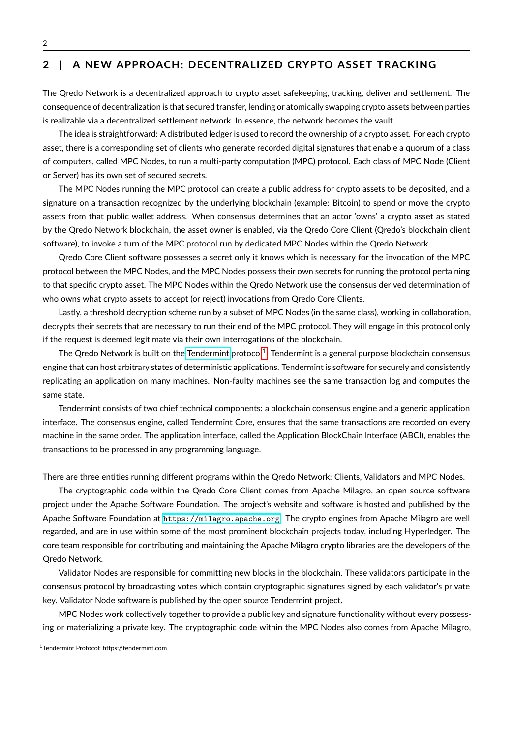## 2 | A NEW APPROACH: DECENTRALIZED CRYPTO ASSET TRACKING

The Qredo Network is a decentralized approach to crypto asset safekeeping, tracking, deliver and settlement. The consequence of decentralization is that secured transfer, lending or atomically swapping crypto assets between parties is realizable via a decentralized settlement network. In essence, the network becomes the vault.

The idea is straightforward: A distributed ledger is used to record the ownership of a crypto asset. For each crypto asset, there is a corresponding set of clients who generate recorded digital signatures that enable a quorum of a class of computers, called MPC Nodes, to run a multi-party computation (MPC) protocol. Each class of MPC Node (Client or Server) has its own set of secured secrets.

The MPC Nodes running the MPC protocol can create a public address for crypto assets to be deposited, and a signature on a transaction recognized by the underlying blockchain (example: Bitcoin) to spend or move the crypto assets from that public wallet address. When consensus determines that an actor 'owns' a crypto asset as stated by the Qredo Network blockchain, the asset owner is enabled, via the Qredo Core Client (Qredo's blockchain client software), to invoke a turn of the MPC protocol run by dedicated MPC Nodes within the Qredo Network.

Qredo Core Client software possesses a secret only it knows which is necessary for the invocation of the MPC protocol between the MPC Nodes, and the MPC Nodes possess their own secrets for running the protocol pertaining to that specific crypto asset. The MPC Nodes within the Qredo Network use the consensus derived determination of who owns what crypto assets to accept (or reject) invocations from Qredo Core Clients.

Lastly, a threshold decryption scheme run by a subset of MPC Nodes (in the same class), working in collaboration, decrypts their secrets that are necessary to run their end of the MPC protocol. They will engage in this protocol only if the request is deemed legitimate via their own interrogations of the blockchain.

The Qredo Network is built on the Tendermint protocol[1]. Tendermint is a general purpose blockchain consensus engine that can host arbitrary states of deterministic applications. Tendermint is software for securely and consistently replicating an application on many machines. Non-faulty machines see the same transaction log and computes the same state.

Tendermint consists of two chief technical components: a blockchain consensus engine and a generic application interface. The consensus engine, called Tendermint Core, ensures that the same transactions are recorded on every machine in the same order. The application interface, called the Application BlockChain Interface (ABCI), enables the transactions to be processed in any programming language.

There are three entities running different programs within the Qredo Network: Clients, Validators and MPC Nodes.

The cryptographic code within the Qredo Core Client comes from Apache Milagro, an open source software project under the Apache Software Foundation. The project's website and software is hosted and published by the Apache Software Foundation at `https://milagro.apache.org`. The crypto engines from Apache Milagro are well regarded, and are in use within some of the most prominent blockchain projects today, including Hyperledger. The core team responsible for contributing and maintaining the Apache Milagro crypto libraries are the developers of the Qredo Network.

Validator Nodes are responsible for committing new blocks in the blockchain. These validators participate in the consensus protocol by broadcasting votes which contain cryptographic signatures signed by each validator's private key. Validator Node software is published by the open source Tendermint project.

MPC Nodes work collectively together to provide a public key and signature functionality without every possessing or materializing a private key. The cryptographic code within the MPC Nodes also comes from Apache Milagro,

[1] Tendermint Protocol: https://tendermint.com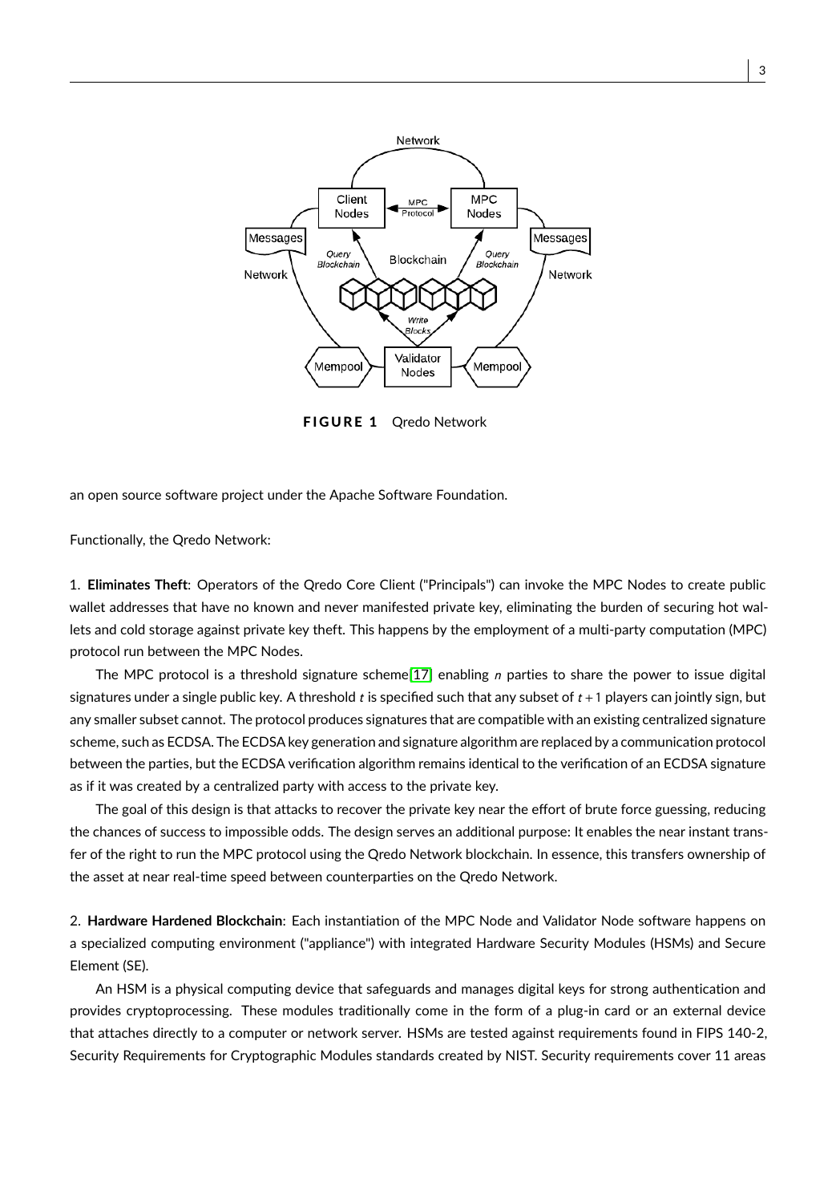FIGURE 1 Qredo Network

an open source software project under the Apache Software Foundation.

Functionally, the Qredo Network:

1. **Eliminates Theft**: Operators of the Qredo Core Client ("Principals") can invoke the MPC Nodes to create public wallet addresses that have no known and never manifested private key, eliminating the burden of securing hot wallets and cold storage against private key theft. This happens by the employment of a multi-party computation (MPC) protocol run between the MPC Nodes.

The MPC protocol is a threshold signature scheme[17] enabling $n$ parties to share the power to issue digital signatures under a single public key. A threshold $t$ is specified such that any subset of $t+1$ players can jointly sign, but any smaller subset cannot. The protocol produces signatures that are compatible with an existing centralized signature scheme, such as ECDSA. The ECDSA key generation and signature algorithm are replaced by a communication protocol between the parties, but the ECDSA verification algorithm remains identical to the verification of an ECDSA signature as if it was created by a centralized party with access to the private key.

The goal of this design is that attacks to recover the private key near the effort of brute force guessing, reducing the chances of success to impossible odds. The design serves an additional purpose: It enables the near instant transfer of the right to run the MPC protocol using the Qredo Network blockchain. In essence, this transfers ownership of the asset at near real-time speed between counterparties on the Qredo Network.

2. **Hardware Hardened Blockchain**: Each instantiation of the MPC Node and Validator Node software happens on a specialized computing environment ("appliance") with integrated Hardware Security Modules (HSMs) and Secure Element (SE).

An HSM is a physical computing device that safeguards and manages digital keys for strong authentication and provides cryptoprocessing. These modules traditionally come in the form of a plug-in card or an external device that attaches directly to a computer or network server. HSMs are tested against requirements found in FIPS 140-2, Security Requirements for Cryptographic Modules standards created by NIST. Security requirements cover 11 areas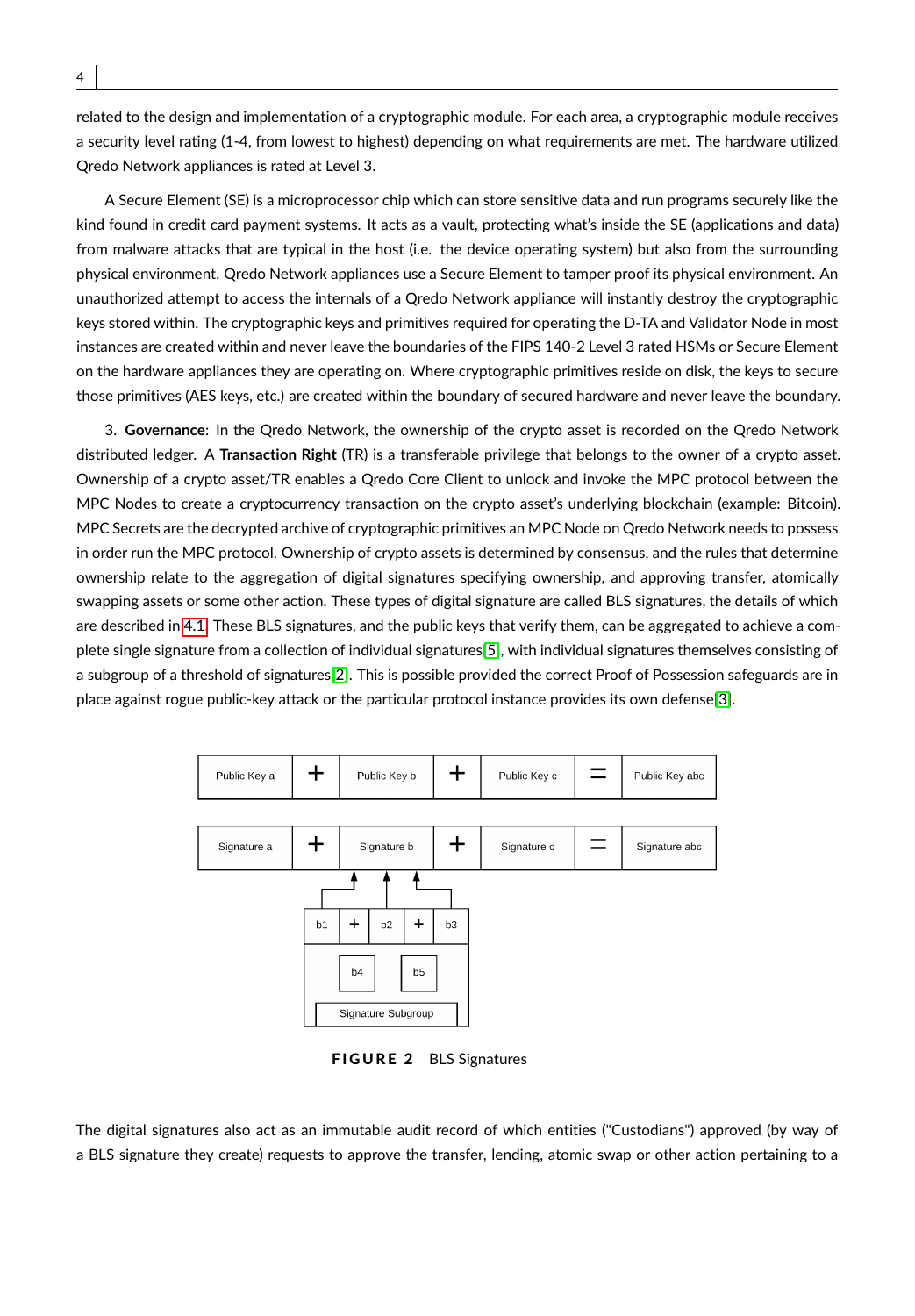related to the design and implementation of a cryptographic module. For each area, a cryptographic module receives a security level rating (1-4, from lowest to highest) depending on what requirements are met. The hardware utilized Qredo Network appliances is rated at Level 3.

A Secure Element (SE) is a microprocessor chip which can store sensitive data and run programs securely like the kind found in credit card payment systems. It acts as a vault, protecting what's inside the SE (applications and data) from malware attacks that are typical in the host (i.e. the device operating system) but also from the surrounding physical environment. Qredo Network appliances use a Secure Element to tamper proof its physical environment. An unauthorized attempt to access the internals of a Qredo Network appliance will instantly destroy the cryptographic keys stored within. The cryptographic keys and primitives required for operating the D-TA and Validator Node in most instances are created within and never leave the boundaries of the FIPS 140-2 Level 3 rated HSMs or Secure Element on the hardware appliances they are operating on. Where cryptographic primitives reside on disk, the keys to secure those primitives (AES keys, etc.) are created within the boundary of secured hardware and never leave the boundary.

3. **Governance**: In the Qredo Network, the ownership of the crypto asset is recorded on the Qredo Network distributed ledger. A **Transaction Right** (TR) is a transferable privilege that belongs to the owner of a crypto asset. Ownership of a crypto asset/TR enables a Qredo Core Client to unlock and invoke the MPC protocol between the MPC Nodes to create a cryptocurrency transaction on the crypto asset's underlying blockchain (example: Bitcoin). MPC Secrets are the decrypted archive of cryptographic primitives an MPC Node on Qredo Network needs to possess in order run the MPC protocol. Ownership of crypto assets is determined by consensus, and the rules that determine ownership relate to the aggregation of digital signatures specifying ownership, and approving transfer, atomically swapping assets or some other action. These types of digital signature are called BLS signatures, the details of which are described in 4.1. These BLS signatures, and the public keys that verify them, can be aggregated to achieve a complete single signature from a collection of individual signatures[5], with individual signatures themselves consisting of a subgroup of a threshold of signatures[2]. This is possible provided the correct Proof of Possession safeguards are in place against rogue public-key attack or the particular protocol instance provides its own defense[3].

| Public Key a | + | Public Key b | + | Public Key c | = | Public Key abc |
|---|---|---|---|---|---|---|
| Signature a | + | Signature b | + | Signature c | = | Signature abc |

Signature b ← b1 + b2 + b3 (Signature Subgroup: b1, b2, b3, b4, b5)

**FIGURE 2** BLS Signatures

The digital signatures also act as an immutable audit record of which entities ("Custodians") approved (by way of a BLS signature they create) requests to approve the transfer, lending, atomic swap or other action pertaining to a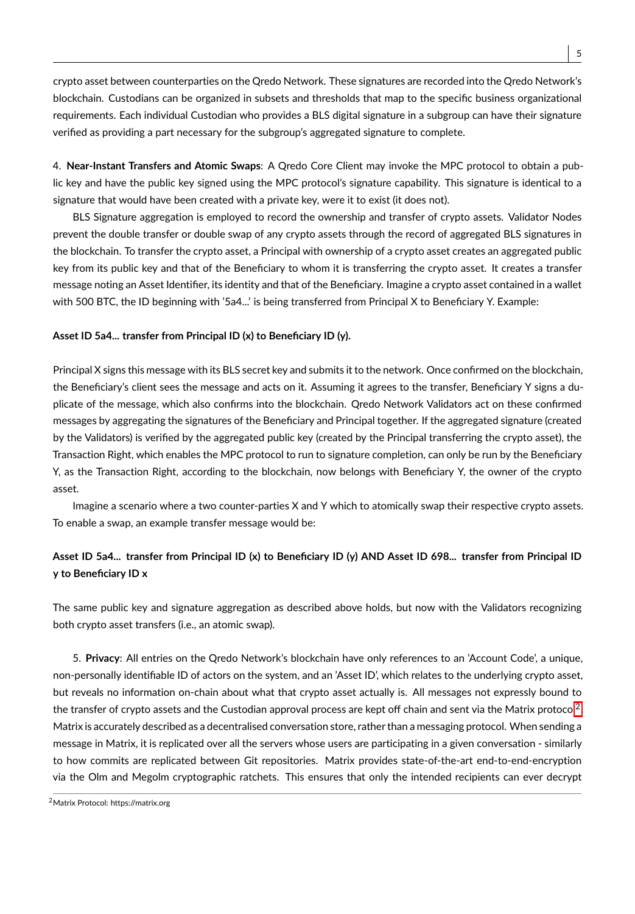crypto asset between counterparties on the Qredo Network. These signatures are recorded into the Qredo Network's blockchain. Custodians can be organized in subsets and thresholds that map to the specific business organizational requirements. Each individual Custodian who provides a BLS digital signature in a subgroup can have their signature verified as providing a part necessary for the subgroup's aggregated signature to complete.

4. **Near-Instant Transfers and Atomic Swaps**: A Qredo Core Client may invoke the MPC protocol to obtain a public key and have the public key signed using the MPC protocol's signature capability. This signature is identical to a signature that would have been created with a private key, were it to exist (it does not).

BLS Signature aggregation is employed to record the ownership and transfer of crypto assets. Validator Nodes prevent the double transfer or double swap of any crypto assets through the record of aggregated BLS signatures in the blockchain. To transfer the crypto asset, a Principal with ownership of a crypto asset creates an aggregated public key from its public key and that of the Beneficiary to whom it is transferring the crypto asset. It creates a transfer message noting an Asset Identifier, its identity and that of the Beneficiary. Imagine a crypto asset contained in a wallet with 500 BTC, the ID beginning with '5a4...' is being transferred from Principal X to Beneficiary Y. Example:

**Asset ID 5a4... transfer from Principal ID (x) to Beneficiary ID (y).**

Principal X signs this message with its BLS secret key and submits it to the network. Once confirmed on the blockchain, the Beneficiary's client sees the message and acts on it. Assuming it agrees to the transfer, Beneficiary Y signs a duplicate of the message, which also confirms into the blockchain. Qredo Network Validators act on these confirmed messages by aggregating the signatures of the Beneficiary and Principal together. If the aggregated signature (created by the Validators) is verified by the aggregated public key (created by the Principal transferring the crypto asset), the Transaction Right, which enables the MPC protocol to run to signature completion, can only be run by the Beneficiary Y, as the Transaction Right, according to the blockchain, now belongs with Beneficiary Y, the owner of the crypto asset.

Imagine a scenario where a two counter-parties X and Y which to atomically swap their respective crypto assets. To enable a swap, an example transfer message would be:

**Asset ID 5a4... transfer from Principal ID (x) to Beneficiary ID (y) AND Asset ID 698... transfer from Principal ID y to Beneficiary ID x**

The same public key and signature aggregation as described above holds, but now with the Validators recognizing both crypto asset transfers (i.e., an atomic swap).

5. **Privacy**: All entries on the Qredo Network's blockchain have only references to an 'Account Code', a unique, non-personally identifiable ID of actors on the system, and an 'Asset ID', which relates to the underlying crypto asset, but reveals no information on-chain about what that crypto asset actually is. All messages not expressly bound to the transfer of crypto assets and the Custodian approval process are kept off chain and sent via the Matrix protocol[2]. Matrix is accurately described as a decentralised conversation store, rather than a messaging protocol. When sending a message in Matrix, it is replicated over all the servers whose users are participating in a given conversation - similarly to how commits are replicated between Git repositories. Matrix provides state-of-the-art end-to-end-encryption via the Olm and Megolm cryptographic ratchets. This ensures that only the intended recipients can ever decrypt

[2] Matrix Protocol: https://matrix.org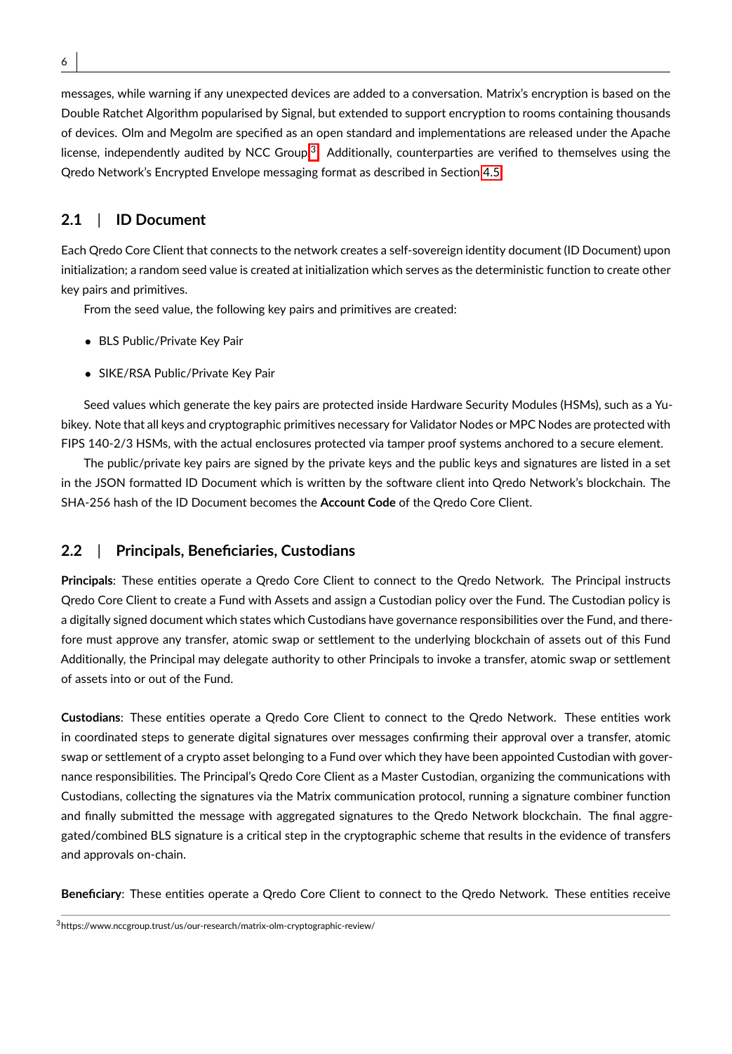messages, while warning if any unexpected devices are added to a conversation. Matrix's encryption is based on the Double Ratchet Algorithm popularised by Signal, but extended to support encryption to rooms containing thousands of devices. Olm and Megolm are specified as an open standard and implementations are released under the Apache license, independently audited by NCC Group[3]. Additionally, counterparties are verified to themselves using the Qredo Network's Encrypted Envelope messaging format as described in Section 4.5.

## 2.1 | ID Document

Each Qredo Core Client that connects to the network creates a self-sovereign identity document (ID Document) upon initialization; a random seed value is created at initialization which serves as the deterministic function to create other key pairs and primitives.

From the seed value, the following key pairs and primitives are created:

- BLS Public/Private Key Pair
- SIKE/RSA Public/Private Key Pair

Seed values which generate the key pairs are protected inside Hardware Security Modules (HSMs), such as a Yubikey. Note that all keys and cryptographic primitives necessary for Validator Nodes or MPC Nodes are protected with FIPS 140-2/3 HSMs, with the actual enclosures protected via tamper proof systems anchored to a secure element.

The public/private key pairs are signed by the private keys and the public keys and signatures are listed in a set in the JSON formatted ID Document which is written by the software client into Qredo Network's blockchain. The SHA-256 hash of the ID Document becomes the **Account Code** of the Qredo Core Client.

## 2.2 | Principals, Beneficiaries, Custodians

**Principals**: These entities operate a Qredo Core Client to connect to the Qredo Network. The Principal instructs Qredo Core Client to create a Fund with Assets and assign a Custodian policy over the Fund. The Custodian policy is a digitally signed document which states which Custodians have governance responsibilities over the Fund, and therefore must approve any transfer, atomic swap or settlement to the underlying blockchain of assets out of this Fund Additionally, the Principal may delegate authority to other Principals to invoke a transfer, atomic swap or settlement of assets into or out of the Fund.

**Custodians**: These entities operate a Qredo Core Client to connect to the Qredo Network. These entities work in coordinated steps to generate digital signatures over messages confirming their approval over a transfer, atomic swap or settlement of a crypto asset belonging to a Fund over which they have been appointed Custodian with governance responsibilities. The Principal's Qredo Core Client as a Master Custodian, organizing the communications with Custodians, collecting the signatures via the Matrix communication protocol, running a signature combiner function and finally submitted the message with aggregated signatures to the Qredo Network blockchain. The final aggregated/combined BLS signature is a critical step in the cryptographic scheme that results in the evidence of transfers and approvals on-chain.

**Beneficiary**: These entities operate a Qredo Core Client to connect to the Qredo Network. These entities receive

[3] https://www.nccgroup.trust/us/our-research/matrix-olm-cryptographic-review/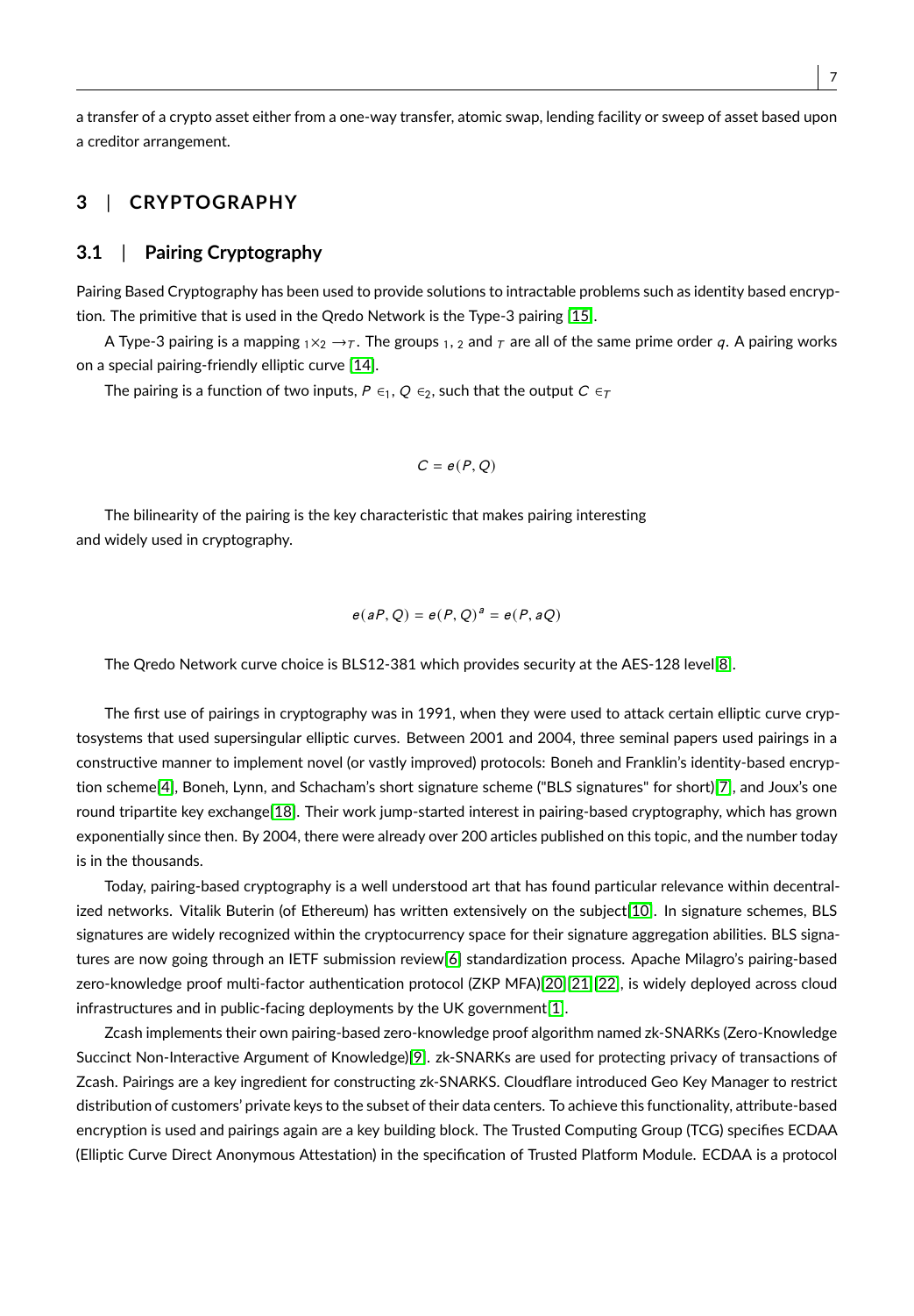a transfer of a crypto asset either from a one-way transfer, atomic swap, lending facility or sweep of asset based upon a creditor arrangement.

## 3 | CRYPTOGRAPHY

### 3.1 | Pairing Cryptography

Pairing Based Cryptography has been used to provide solutions to intractable problems such as identity based encryption. The primitive that is used in the Qredo Network is the Type-3 pairing [15].

A Type-3 pairing is a mapping $_1 \times_2 \rightarrow_T$. The groups $_1$, $_2$ and $_T$ are all of the same prime order $q$. A pairing works on a special pairing-friendly elliptic curve [14].

The pairing is a function of two inputs, $P \in_1$, $Q \in_2$, such that the output $C \in_T$

$$C = e(P, Q)$$

The bilinearity of the pairing is the key characteristic that makes pairing interesting and widely used in cryptography.

$$e(aP, Q) = e(P, Q)^a = e(P, aQ)$$

The Qredo Network curve choice is BLS12-381 which provides security at the AES-128 level[8].

The first use of pairings in cryptography was in 1991, when they were used to attack certain elliptic curve cryptosystems that used supersingular elliptic curves. Between 2001 and 2004, three seminal papers used pairings in a constructive manner to implement novel (or vastly improved) protocols: Boneh and Franklin's identity-based encryption scheme[4], Boneh, Lynn, and Schacham's short signature scheme ("BLS signatures" for short)[7], and Joux's one round tripartite key exchange[18]. Their work jump-started interest in pairing-based cryptography, which has grown exponentially since then. By 2004, there were already over 200 articles published on this topic, and the number today is in the thousands.

Today, pairing-based cryptography is a well understood art that has found particular relevance within decentralized networks. Vitalik Buterin (of Ethereum) has written extensively on the subject[10]. In signature schemes, BLS signatures are widely recognized within the cryptocurrency space for their signature aggregation abilities. BLS signatures are now going through an IETF submission review[6] standardization process. Apache Milagro's pairing-based zero-knowledge proof multi-factor authentication protocol (ZKP MFA)[20][21][22], is widely deployed across cloud infrastructures and in public-facing deployments by the UK government[1].

Zcash implements their own pairing-based zero-knowledge proof algorithm named zk-SNARKs (Zero-Knowledge Succinct Non-Interactive Argument of Knowledge)[9]. zk-SNARKs are used for protecting privacy of transactions of Zcash. Pairings are a key ingredient for constructing zk-SNARKS. Cloudflare introduced Geo Key Manager to restrict distribution of customers' private keys to the subset of their data centers. To achieve this functionality, attribute-based encryption is used and pairings again are a key building block. The Trusted Computing Group (TCG) specifies ECDAA (Elliptic Curve Direct Anonymous Attestation) in the specification of Trusted Platform Module. ECDAA is a protocol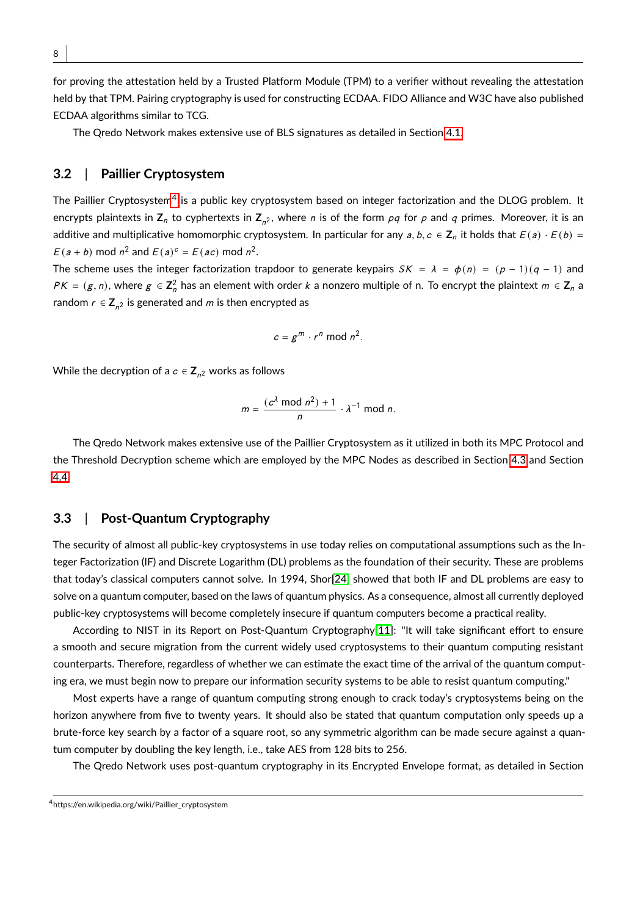for proving the attestation held by a Trusted Platform Module (TPM) to a verifier without revealing the attestation held by that TPM. Pairing cryptography is used for constructing ECDAA. FIDO Alliance and W3C have also published ECDAA algorithms similar to TCG.

The Qredo Network makes extensive use of BLS signatures as detailed in Section 4.1.

## 3.2 | Paillier Cryptosystem

The Paillier Cryptosystem[4] is a public key cryptosystem based on integer factorization and the DLOG problem. It encrypts plaintexts in $\mathbf{Z}_n$ to cyphertexts in $\mathbf{Z}_{n^2}$, where $n$ is of the form $pq$ for $p$ and $q$ primes. Moreover, it is an additive and multiplicative homomorphic cryptosystem. In particular for any $a, b, c \in \mathbf{Z}_n$ it holds that $E(a) \cdot E(b) = E(a+b) \bmod n^2$ and $E(a)^c = E(ac) \bmod n^2$.

The scheme uses the integer factorization trapdoor to generate keypairs $SK = \lambda = \phi(n) = (p-1)(q-1)$ and $PK = (g, n)$, where $g \in \mathbf{Z}_n^2$ has an element with order $k$ a nonzero multiple of n. To encrypt the plaintext $m \in \mathbf{Z}_n$ a random $r \in \mathbf{Z}_{n^2}$ is generated and $m$ is then encrypted as

$$c = g^m \cdot r^n \bmod n^2.$$

While the decryption of a $c \in \mathbf{Z}_{n^2}$ works as follows

$$m = \frac{(c^\lambda \bmod n^2) + 1}{n} \cdot \lambda^{-1} \bmod n.$$

The Qredo Network makes extensive use of the Paillier Cryptosystem as it utilized in both its MPC Protocol and the Threshold Decryption scheme which are employed by the MPC Nodes as described in Section 4.3 and Section 4.4.

## 3.3 | Post-Quantum Cryptography

The security of almost all public-key cryptosystems in use today relies on computational assumptions such as the Integer Factorization (IF) and Discrete Logarithm (DL) problems as the foundation of their security. These are problems that today's classical computers cannot solve. In 1994, Shor[24] showed that both IF and DL problems are easy to solve on a quantum computer, based on the laws of quantum physics. As a consequence, almost all currently deployed public-key cryptosystems will become completely insecure if quantum computers become a practical reality.

According to NIST in its Report on Post-Quantum Cryptography[11]: "It will take significant effort to ensure a smooth and secure migration from the current widely used cryptosystems to their quantum computing resistant counterparts. Therefore, regardless of whether we can estimate the exact time of the arrival of the quantum computing era, we must begin now to prepare our information security systems to be able to resist quantum computing."

Most experts have a range of quantum computing strong enough to crack today's cryptosystems being on the horizon anywhere from five to twenty years. It should also be stated that quantum computation only speeds up a brute-force key search by a factor of a square root, so any symmetric algorithm can be made secure against a quantum computer by doubling the key length, i.e., take AES from 128 bits to 256.

The Qredo Network uses post-quantum cryptography in its Encrypted Envelope format, as detailed in Section

[4] https://en.wikipedia.org/wiki/Paillier_cryptosystem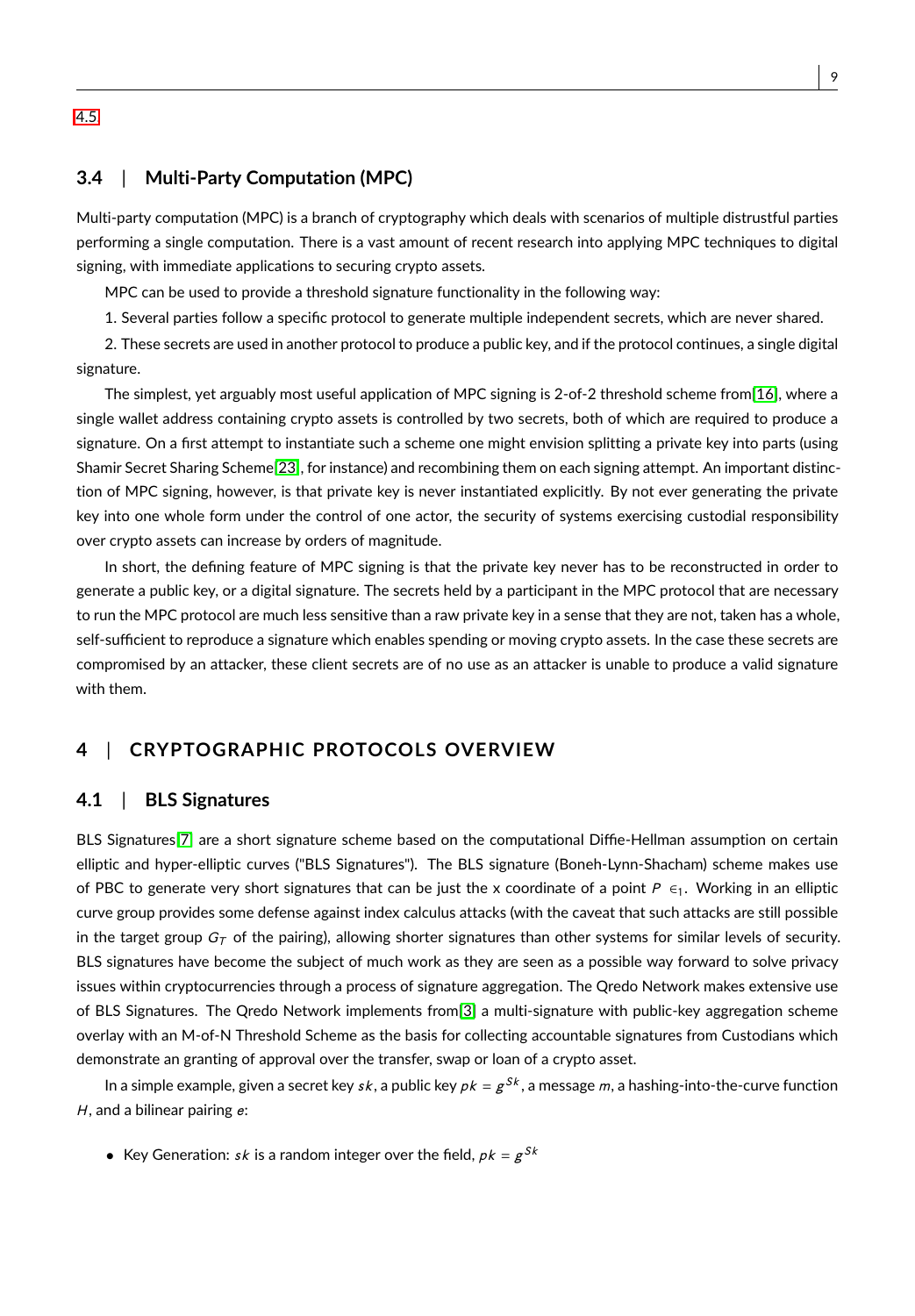4.5

## 3.4 | Multi-Party Computation (MPC)

Multi-party computation (MPC) is a branch of cryptography which deals with scenarios of multiple distrustful parties performing a single computation. There is a vast amount of recent research into applying MPC techniques to digital signing, with immediate applications to securing crypto assets.

MPC can be used to provide a threshold signature functionality in the following way:

1. Several parties follow a specific protocol to generate multiple independent secrets, which are never shared.

2. These secrets are used in another protocol to produce a public key, and if the protocol continues, a single digital signature.

The simplest, yet arguably most useful application of MPC signing is 2-of-2 threshold scheme from[16], where a single wallet address containing crypto assets is controlled by two secrets, both of which are required to produce a signature. On a first attempt to instantiate such a scheme one might envision splitting a private key into parts (using Shamir Secret Sharing Scheme[23], for instance) and recombining them on each signing attempt. An important distinction of MPC signing, however, is that private key is never instantiated explicitly. By not ever generating the private key into one whole form under the control of one actor, the security of systems exercising custodial responsibility over crypto assets can increase by orders of magnitude.

In short, the defining feature of MPC signing is that the private key never has to be reconstructed in order to generate a public key, or a digital signature. The secrets held by a participant in the MPC protocol that are necessary to run the MPC protocol are much less sensitive than a raw private key in a sense that they are not, taken has a whole, self-sufficient to reproduce a signature which enables spending or moving crypto assets. In the case these secrets are compromised by an attacker, these client secrets are of no use as an attacker is unable to produce a valid signature with them.

# 4 | CRYPTOGRAPHIC PROTOCOLS OVERVIEW

## 4.1 | BLS Signatures

BLS Signatures[7] are a short signature scheme based on the computational Diffie-Hellman assumption on certain elliptic and hyper-elliptic curves ("BLS Signatures"). The BLS signature (Boneh-Lynn-Shacham) scheme makes use of PBC to generate very short signatures that can be just the x coordinate of a point $P \in_1$. Working in an elliptic curve group provides some defense against index calculus attacks (with the caveat that such attacks are still possible in the target group $G_T$ of the pairing), allowing shorter signatures than other systems for similar levels of security. BLS signatures have become the subject of much work as they are seen as a possible way forward to solve privacy issues within cryptocurrencies through a process of signature aggregation. The Qredo Network makes extensive use of BLS Signatures. The Qredo Network implements from[3] a multi-signature with public-key aggregation scheme overlay with an M-of-N Threshold Scheme as the basis for collecting accountable signatures from Custodians which demonstrate an granting of approval over the transfer, swap or loan of a crypto asset.

In a simple example, given a secret key $sk$, a public key $pk = g^{Sk}$, a message $m$, a hashing-into-the-curve function $H$, and a bilinear pairing $e$:

- Key Generation: $sk$ is a random integer over the field, $pk = g^{Sk}$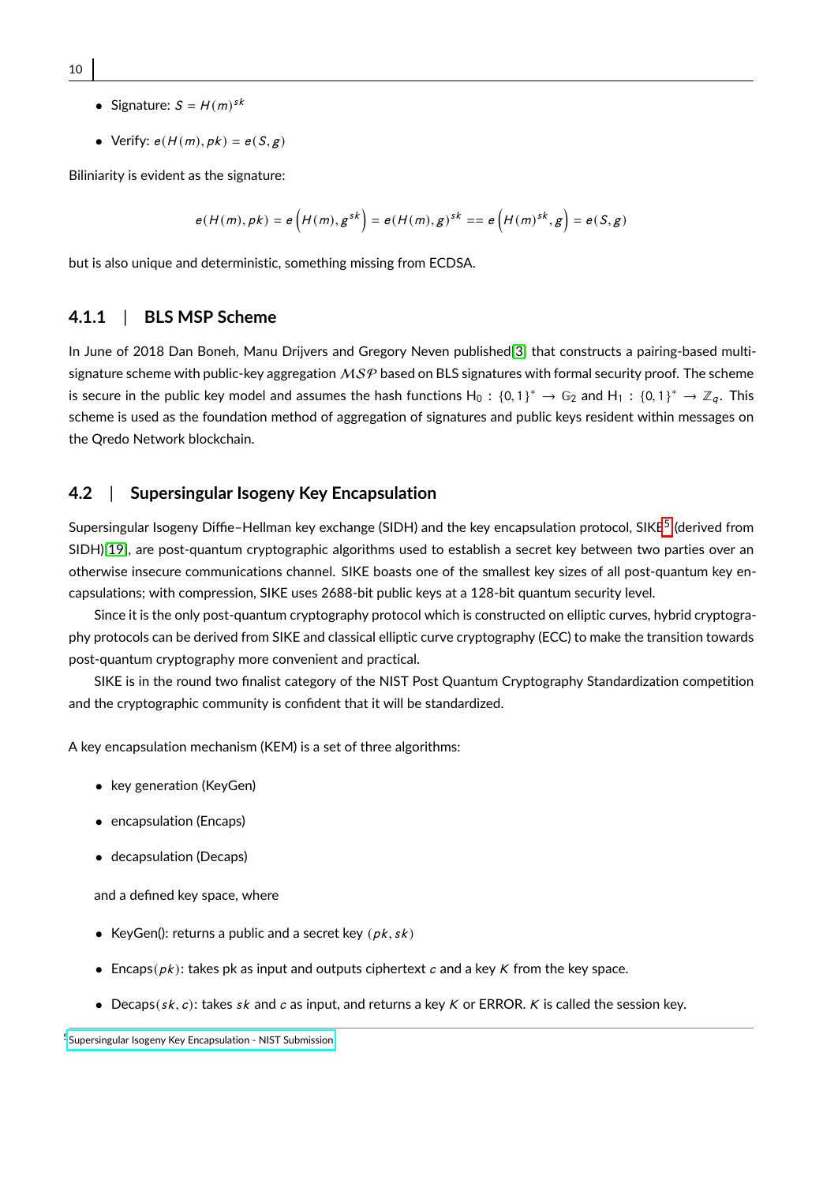- Signature: $S = H(m)^{sk}$
- Verify: $e(H(m), pk) = e(S, g)$

Biliniarity is evident as the signature:

$$e(H(m), pk) = e\left(H(m), g^{sk}\right) = e(H(m), g)^{sk} == e\left(H(m)^{sk}, g\right) = e(S, g)$$

but is also unique and deterministic, something missing from ECDSA.

### 4.1.1 | BLS MSP Scheme

In June of 2018 Dan Boneh, Manu Drijvers and Gregory Neven published[3] that constructs a pairing-based multi-signature scheme with public-key aggregation $\mathcal{MSP}$ based on BLS signatures with formal security proof. The scheme is secure in the public key model and assumes the hash functions $\mathsf{H}_0 : \{0,1\}^* \rightarrow \mathbb{G}_2$ and $\mathsf{H}_1 : \{0,1\}^* \rightarrow \mathbb{Z}_q$. This scheme is used as the foundation method of aggregation of signatures and public keys resident within messages on the Qredo Network blockchain.

## 4.2 | Supersingular Isogeny Key Encapsulation

Supersingular Isogeny Diffie–Hellman key exchange (SIDH) and the key encapsulation protocol, SIKE[5] (derived from SIDH)[19], are post-quantum cryptographic algorithms used to establish a secret key between two parties over an otherwise insecure communications channel. SIKE boasts one of the smallest key sizes of all post-quantum key encapsulations; with compression, SIKE uses 2688-bit public keys at a 128-bit quantum security level.

Since it is the only post-quantum cryptography protocol which is constructed on elliptic curves, hybrid cryptography protocols can be derived from SIKE and classical elliptic curve cryptography (ECC) to make the transition towards post-quantum cryptography more convenient and practical.

SIKE is in the round two finalist category of the NIST Post Quantum Cryptography Standardization competition and the cryptographic community is confident that it will be standardized.

A key encapsulation mechanism (KEM) is a set of three algorithms:

- key generation (KeyGen)
- encapsulation (Encaps)
- decapsulation (Decaps)

and a defined key space, where

- KeyGen(): returns a public and a secret key $(pk, sk)$
- Encaps$(pk)$: takes pk as input and outputs ciphertext $c$ and a key $K$ from the key space.
- Decaps$(sk, c)$: takes $sk$ and $c$ as input, and returns a key $K$ or ERROR. $K$ is called the session key.

[5] Supersingular Isogeny Key Encapsulation - NIST Submission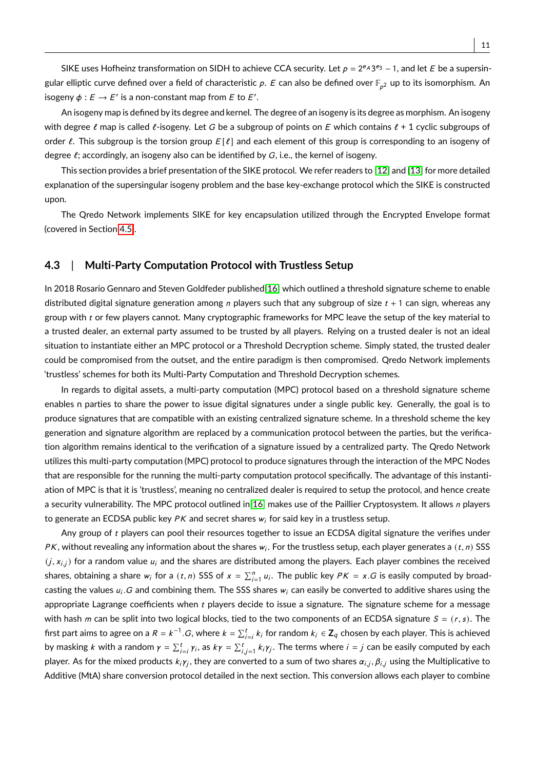SIKE uses Hofheinz transformation on SIDH to achieve CCA security. Let $p = 2^{e_A}3^{e_3} - 1$, and let $E$ be a supersingular elliptic curve defined over a field of characteristic $p$. $E$ can also be defined over $\mathbb{F}_{p^2}$ up to its isomorphism. An isogeny $\phi : E \rightarrow E'$ is a non-constant map from $E$ to $E'$.

An isogeny map is defined by its degree and kernel. The degree of an isogeny is its degree as morphism. An isogeny with degree $\ell$ map is called $\ell$-isogeny. Let $G$ be a subgroup of points on $E$ which contains $\ell + 1$ cyclic subgroups of order $\ell$. This subgroup is the torsion group $E[\ell]$ and each element of this group is corresponding to an isogeny of degree $\ell$; accordingly, an isogeny also can be identified by $G$, i.e., the kernel of isogeny.

This section provides a brief presentation of the SIKE protocol. We refer readers to [12] and [13] for more detailed explanation of the supersingular isogeny problem and the base key-exchange protocol which the SIKE is constructed upon.

The Qredo Network implements SIKE for key encapsulation utilized through the Encrypted Envelope format (covered in Section 4.5).

## 4.3 | Multi-Party Computation Protocol with Trustless Setup

In 2018 Rosario Gennaro and Steven Goldfeder published[16] which outlined a threshold signature scheme to enable distributed digital signature generation among $n$ players such that any subgroup of size $t + 1$ can sign, whereas any group with $t$ or few players cannot. Many cryptographic frameworks for MPC leave the setup of the key material to a trusted dealer, an external party assumed to be trusted by all players. Relying on a trusted dealer is not an ideal situation to instantiate either an MPC protocol or a Threshold Decryption scheme. Simply stated, the trusted dealer could be compromised from the outset, and the entire paradigm is then compromised. Qredo Network implements 'trustless' schemes for both its Multi-Party Computation and Threshold Decryption schemes.

In regards to digital assets, a multi-party computation (MPC) protocol based on a threshold signature scheme enables n parties to share the power to issue digital signatures under a single public key. Generally, the goal is to produce signatures that are compatible with an existing centralized signature scheme. In a threshold scheme the key generation and signature algorithm are replaced by a communication protocol between the parties, but the verification algorithm remains identical to the verification of a signature issued by a centralized party. The Qredo Network utilizes this multi-party computation (MPC) protocol to produce signatures through the interaction of the MPC Nodes that are responsible for the running the multi-party computation protocol specifically. The advantage of this instantiation of MPC is that it is 'trustless', meaning no centralized dealer is required to setup the protocol, and hence create a security vulnerability. The MPC protocol outlined in[16] makes use of the Paillier Cryptosystem. It allows $n$ players to generate an ECDSA public key $PK$ and secret shares $w_i$ for said key in a trustless setup.

Any group of $t$ players can pool their resources together to issue an ECDSA digital signature the verifies under $PK$, without revealing any information about the shares $w_i$. For the trustless setup, each player generates a $(t, n)$ SSS $(j, x_{i,j})$ for a random value $u_i$ and the shares are distributed among the players. Each player combines the received shares, obtaining a share $w_i$ for a $(t, n)$ SSS of $x = \sum_{i=1}^{n} u_i$. The public key $PK = x.G$ is easily computed by broadcasting the values $u_i.G$ and combining them. The SSS shares $w_i$ can easily be converted to additive shares using the appropriate Lagrange coefficients when $t$ players decide to issue a signature. The signature scheme for a message with hash $m$ can be split into two logical blocks, tied to the two components of an ECDSA signature $S = (r, s)$. The first part aims to agree on a $R = k^{-1}.G$, where $k = \sum_{i=i}^{t} k_i$ for random $k_i \in \mathbf{Z}_q$ chosen by each player. This is achieved by masking $k$ with a random $\gamma = \sum_{i=i}^{t} \gamma_i$, as $k\gamma = \sum_{i,j=1}^{t} k_i\gamma_j$. The terms where $i = j$ can be easily computed by each player. As for the mixed products $k_i\gamma_j$, they are converted to a sum of two shares $\alpha_{i,j}, \beta_{i,j}$ using the Multiplicative to Additive (MtA) share conversion protocol detailed in the next section. This conversion allows each player to combine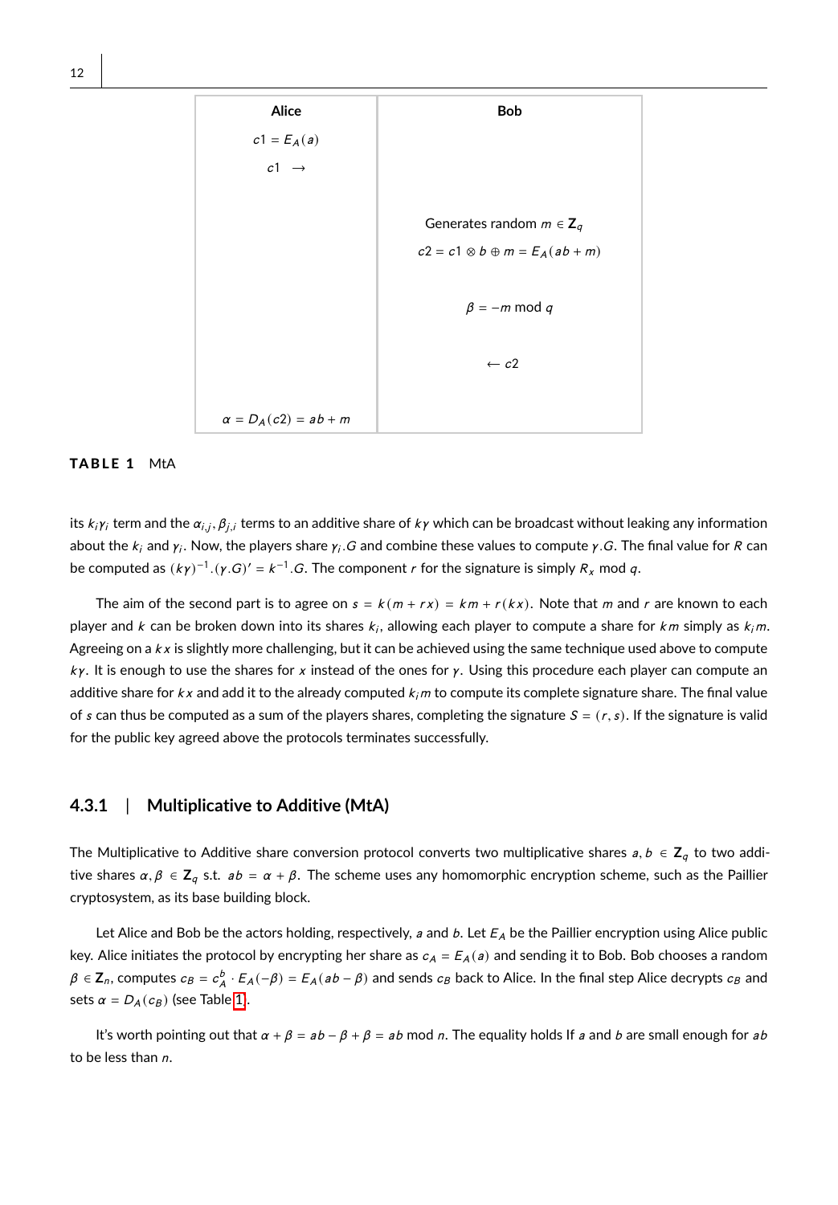| Alice | Bob |
|---|---|
| $c1 = E_A(a)$ | |
| $c1 \;\rightarrow$ | |
| | Generates random $m \in \mathbf{Z}_q$ |
| | $c2 = c1 \otimes b \oplus m = E_A(ab + m)$ |
| | $\beta = -m \bmod q$ |
| | $\leftarrow c2$ |
| $\alpha = D_A(c2) = ab + m$ | |

**TABLE 1** MtA

its $k_i\gamma_i$ term and the $\alpha_{i,j}, \beta_{j,i}$ terms to an additive share of $k\gamma$ which can be broadcast without leaking any information about the $k_i$ and $\gamma_i$. Now, the players share $\gamma_i.G$ and combine these values to compute $\gamma.G$. The final value for $R$ can be computed as $(k\gamma)^{-1}.(\gamma.G)' = k^{-1}.G$. The component $r$ for the signature is simply $R_x \bmod q$.

The aim of the second part is to agree on $s = k(m + rx) = km + r(kx)$. Note that $m$ and $r$ are known to each player and $k$ can be broken down into its shares $k_i$, allowing each player to compute a share for $km$ simply as $k_i m$. Agreeing on a $kx$ is slightly more challenging, but it can be achieved using the same technique used above to compute $k\gamma$. It is enough to use the shares for $x$ instead of the ones for $\gamma$. Using this procedure each player can compute an additive share for $kx$ and add it to the already computed $k_i m$ to compute its complete signature share. The final value of $s$ can thus be computed as a sum of the players shares, completing the signature $S = (r, s)$. If the signature is valid for the public key agreed above the protocols terminates successfully.

### 4.3.1 | Multiplicative to Additive (MtA)

The Multiplicative to Additive share conversion protocol converts two multiplicative shares $a, b \in \mathbf{Z}_q$ to two additive shares $\alpha, \beta \in \mathbf{Z}_q$ s.t. $ab = \alpha + \beta$. The scheme uses any homomorphic encryption scheme, such as the Paillier cryptosystem, as its base building block.

Let Alice and Bob be the actors holding, respectively, $a$ and $b$. Let $E_A$ be the Paillier encryption using Alice public key. Alice initiates the protocol by encrypting her share as $c_A = E_A(a)$ and sending it to Bob. Bob chooses a random $\beta \in \mathbf{Z}_n$, computes $c_B = c_A^b \cdot E_A(-\beta) = E_A(ab - \beta)$ and sends $c_B$ back to Alice. In the final step Alice decrypts $c_B$ and sets $\alpha = D_A(c_B)$ (see Table 1).

It's worth pointing out that $\alpha + \beta = ab - \beta + \beta = ab \bmod n$. The equality holds If $a$ and $b$ are small enough for $ab$ to be less than $n$.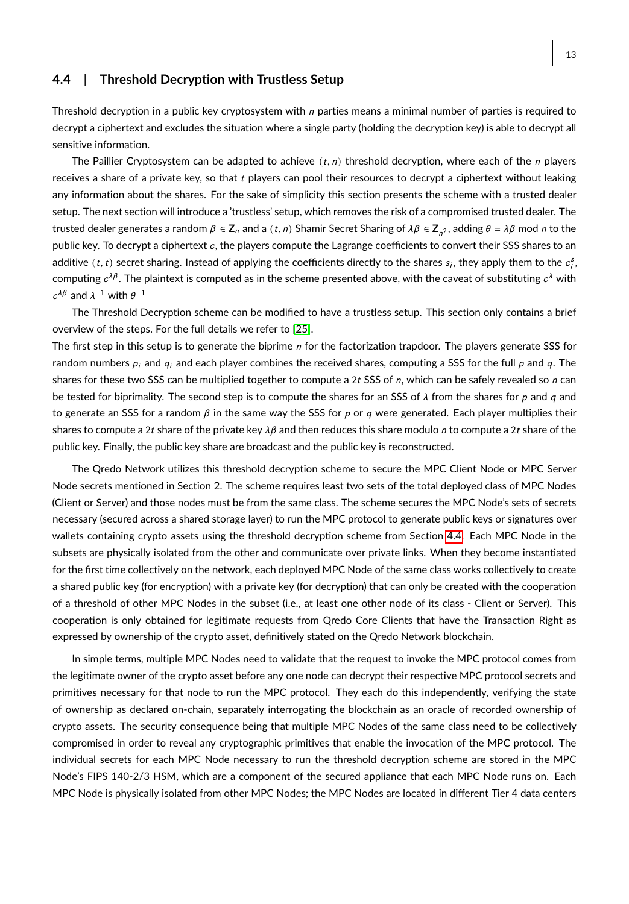## 4.4 | Threshold Decryption with Trustless Setup

Threshold decryption in a public key cryptosystem with $n$ parties means a minimal number of parties is required to decrypt a ciphertext and excludes the situation where a single party (holding the decryption key) is able to decrypt all sensitive information.

The Paillier Cryptosystem can be adapted to achieve $(t, n)$ threshold decryption, where each of the $n$ players receives a share of a private key, so that $t$ players can pool their resources to decrypt a ciphertext without leaking any information about the shares. For the sake of simplicity this section presents the scheme with a trusted dealer setup. The next section will introduce a 'trustless' setup, which removes the risk of a compromised trusted dealer. The trusted dealer generates a random $\beta \in \mathbf{Z}_n$ and a $(t, n)$ Shamir Secret Sharing of $\lambda\beta \in \mathbf{Z}_{n^2}$, adding $\theta = \lambda\beta \bmod n$ to the public key. To decrypt a ciphertext $c$, the players compute the Lagrange coefficients to convert their SSS shares to an additive $(t, t)$ secret sharing. Instead of applying the coefficients directly to the shares $s_i$, they apply them to the $c_i^s$, computing $c^{\lambda\beta}$. The plaintext is computed as in the scheme presented above, with the caveat of substituting $c^{\lambda}$ with $c^{\lambda\beta}$ and $\lambda^{-1}$ with $\theta^{-1}$

The Threshold Decryption scheme can be modified to have a trustless setup. This section only contains a brief overview of the steps. For the full details we refer to [25].

The first step in this setup is to generate the biprime $n$ for the factorization trapdoor. The players generate SSS for random numbers $p_i$ and $q_i$ and each player combines the received shares, computing a SSS for the full $p$ and $q$. The shares for these two SSS can be multiplied together to compute a $2t$ SSS of $n$, which can be safely revealed so $n$ can be tested for biprimality. The second step is to compute the shares for an SSS of $\lambda$ from the shares for $p$ and $q$ and to generate an SSS for a random $\beta$ in the same way the SSS for $p$ or $q$ were generated. Each player multiplies their shares to compute a $2t$ share of the private key $\lambda\beta$ and then reduces this share modulo $n$ to compute a $2t$ share of the public key. Finally, the public key share are broadcast and the public key is reconstructed.

The Qredo Network utilizes this threshold decryption scheme to secure the MPC Client Node or MPC Server Node secrets mentioned in Section 2. The scheme requires least two sets of the total deployed class of MPC Nodes (Client or Server) and those nodes must be from the same class. The scheme secures the MPC Node's sets of secrets necessary (secured across a shared storage layer) to run the MPC protocol to generate public keys or signatures over wallets containing crypto assets using the threshold decryption scheme from Section 4.4. Each MPC Node in the subsets are physically isolated from the other and communicate over private links. When they become instantiated for the first time collectively on the network, each deployed MPC Node of the same class works collectively to create a shared public key (for encryption) with a private key (for decryption) that can only be created with the cooperation of a threshold of other MPC Nodes in the subset (i.e., at least one other node of its class - Client or Server). This cooperation is only obtained for legitimate requests from Qredo Core Clients that have the Transaction Right as expressed by ownership of the crypto asset, definitively stated on the Qredo Network blockchain.

In simple terms, multiple MPC Nodes need to validate that the request to invoke the MPC protocol comes from the legitimate owner of the crypto asset before any one node can decrypt their respective MPC protocol secrets and primitives necessary for that node to run the MPC protocol. They each do this independently, verifying the state of ownership as declared on-chain, separately interrogating the blockchain as an oracle of recorded ownership of crypto assets. The security consequence being that multiple MPC Nodes of the same class need to be collectively compromised in order to reveal any cryptographic primitives that enable the invocation of the MPC protocol. The individual secrets for each MPC Node necessary to run the threshold decryption scheme are stored in the MPC Node's FIPS 140-2/3 HSM, which are a component of the secured appliance that each MPC Node runs on. Each MPC Node is physically isolated from other MPC Nodes; the MPC Nodes are located in different Tier 4 data centers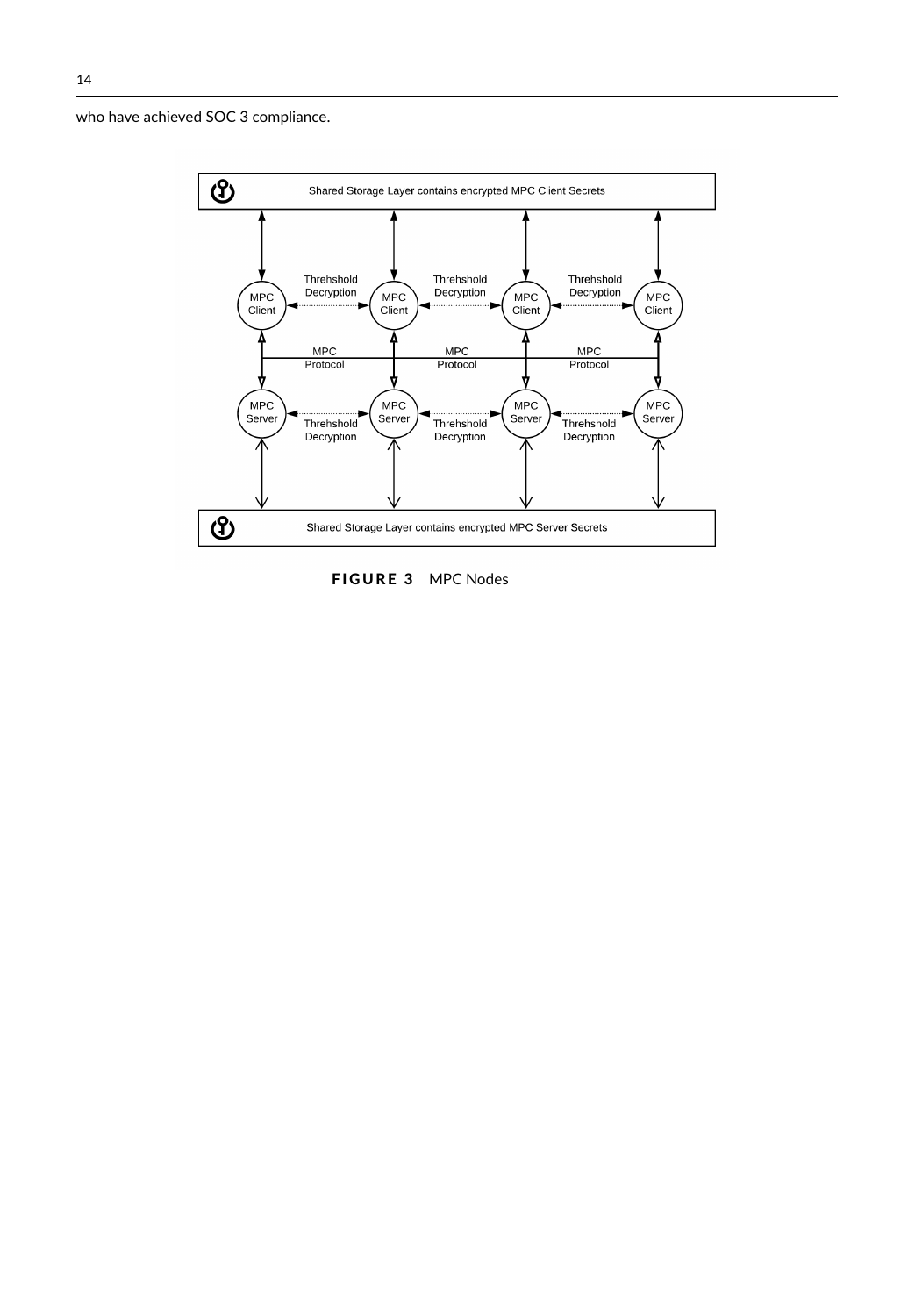who have achieved SOC 3 compliance.

**FIGURE 3** MPC Nodes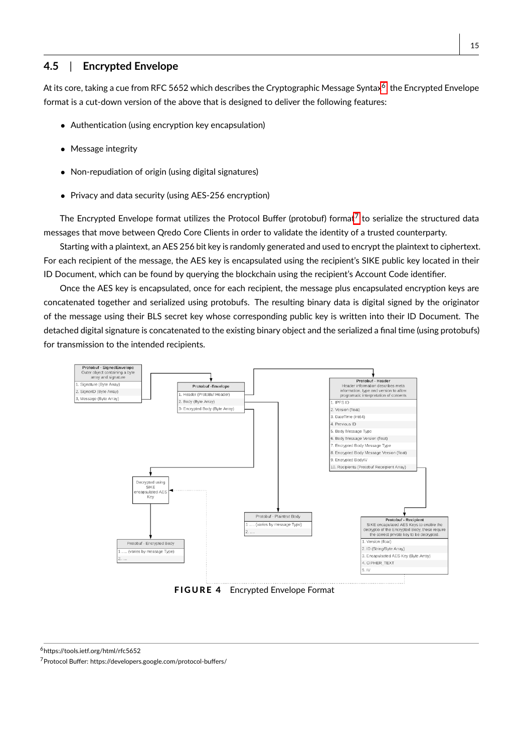## 4.5 | Encrypted Envelope

At its core, taking a cue from RFC 5652 which describes the Cryptographic Message Syntax[6] the Encrypted Envelope format is a cut-down version of the above that is designed to deliver the following features:

- Authentication (using encryption key encapsulation)
- Message integrity
- Non-repudiation of origin (using digital signatures)
- Privacy and data security (using AES-256 encryption)

The Encrypted Envelope format utilizes the Protocol Buffer (protobuf) format[7] to serialize the structured data messages that move between Qredo Core Clients in order to validate the identity of a trusted counterparty.

Starting with a plaintext, an AES 256 bit key is randomly generated and used to encrypt the plaintext to ciphertext. For each recipient of the message, the AES key is encapsulated using the recipient's SIKE public key located in their ID Document, which can be found by querying the blockchain using the recipient's Account Code identifier.

Once the AES key is encapsulated, once for each recipient, the message plus encapsulated encryption keys are concatenated together and serialized using protobufs. The resulting binary data is digital signed by the originator of the message using their BLS secret key whose corresponding public key is written into their ID Document. The detached digital signature is concatenated to the existing binary object and the serialized a final time (using protobufs) for transmission to the intended recipients.

**Protobuf - SignedEnvelope**
Outer object containing a byte array and signature
1. Signature (Byte Array)
2. SignerID (Byte Array)
3. Message (Byte Array)

**Protobuf -Envelope**
1. Header (ProtoBuf Header)
2. Body (Byte Array)
3- Encrypted Body (Byte Array)

**Protobuf - Header**
Header information describes meta information, type and version to allow programatic interpretation of contents
1. IPFS ID
2. Version (float)
3. DateTime (int64)
4. Previous ID
5. Body Message Type
6. Body Message Version (float)
7. Encrypted Body Message Type
8. Encrypted Body Message Version (float)
9. Encrypted BodyIV
10. Recipients (Protobuf Receipient Array)

Decrypted using SIKE encapsulated AES Key

**Protobuf - Plaintext Body**
1 ..... (varies by message Type)
2. ....

**Protobuf - Encrypted Body**
1 ..... (varies by message Type)
2. ....

**Protobuf - Recipient**
SIKE encapsulated AES Keys to enable the decryptio of the Encrypted Body, these require the correct private key to be decrypted.
1. Version (float)
2. ID (String/Byte Array)
3. Encapsulated AES Key (Byte Array)
4. CIPHER_TEXT
5. IV

**FIGURE 4** Encrypted Envelope Format

[6] https://tools.ietf.org/html/rfc5652

[7] Protocol Buffer: https://developers.google.com/protocol-buffers/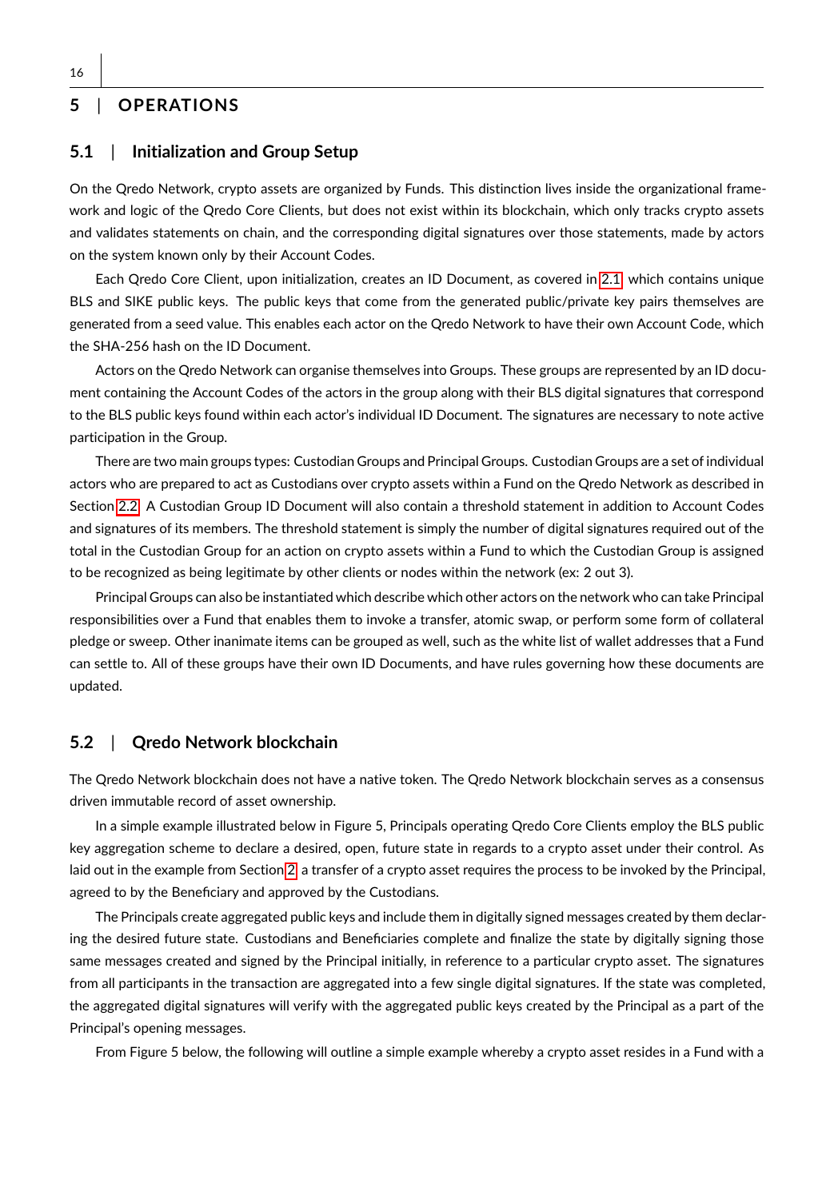## 5 | OPERATIONS

### 5.1 | Initialization and Group Setup

On the Qredo Network, crypto assets are organized by Funds. This distinction lives inside the organizational framework and logic of the Qredo Core Clients, but does not exist within its blockchain, which only tracks crypto assets and validates statements on chain, and the corresponding digital signatures over those statements, made by actors on the system known only by their Account Codes.

Each Qredo Core Client, upon initialization, creates an ID Document, as covered in 2.1 which contains unique BLS and SIKE public keys. The public keys that come from the generated public/private key pairs themselves are generated from a seed value. This enables each actor on the Qredo Network to have their own Account Code, which the SHA-256 hash on the ID Document.

Actors on the Qredo Network can organise themselves into Groups. These groups are represented by an ID document containing the Account Codes of the actors in the group along with their BLS digital signatures that correspond to the BLS public keys found within each actor's individual ID Document. The signatures are necessary to note active participation in the Group.

There are two main groups types: Custodian Groups and Principal Groups. Custodian Groups are a set of individual actors who are prepared to act as Custodians over crypto assets within a Fund on the Qredo Network as described in Section 2.2. A Custodian Group ID Document will also contain a threshold statement in addition to Account Codes and signatures of its members. The threshold statement is simply the number of digital signatures required out of the total in the Custodian Group for an action on crypto assets within a Fund to which the Custodian Group is assigned to be recognized as being legitimate by other clients or nodes within the network (ex: 2 out 3).

Principal Groups can also be instantiated which describe which other actors on the network who can take Principal responsibilities over a Fund that enables them to invoke a transfer, atomic swap, or perform some form of collateral pledge or sweep. Other inanimate items can be grouped as well, such as the white list of wallet addresses that a Fund can settle to. All of these groups have their own ID Documents, and have rules governing how these documents are updated.

### 5.2 | Qredo Network blockchain

The Qredo Network blockchain does not have a native token. The Qredo Network blockchain serves as a consensus driven immutable record of asset ownership.

In a simple example illustrated below in Figure 5, Principals operating Qredo Core Clients employ the BLS public key aggregation scheme to declare a desired, open, future state in regards to a crypto asset under their control. As laid out in the example from Section 2, a transfer of a crypto asset requires the process to be invoked by the Principal, agreed to by the Beneficiary and approved by the Custodians.

The Principals create aggregated public keys and include them in digitally signed messages created by them declaring the desired future state. Custodians and Beneficiaries complete and finalize the state by digitally signing those same messages created and signed by the Principal initially, in reference to a particular crypto asset. The signatures from all participants in the transaction are aggregated into a few single digital signatures. If the state was completed, the aggregated digital signatures will verify with the aggregated public keys created by the Principal as a part of the Principal's opening messages.

From Figure 5 below, the following will outline a simple example whereby a crypto asset resides in a Fund with a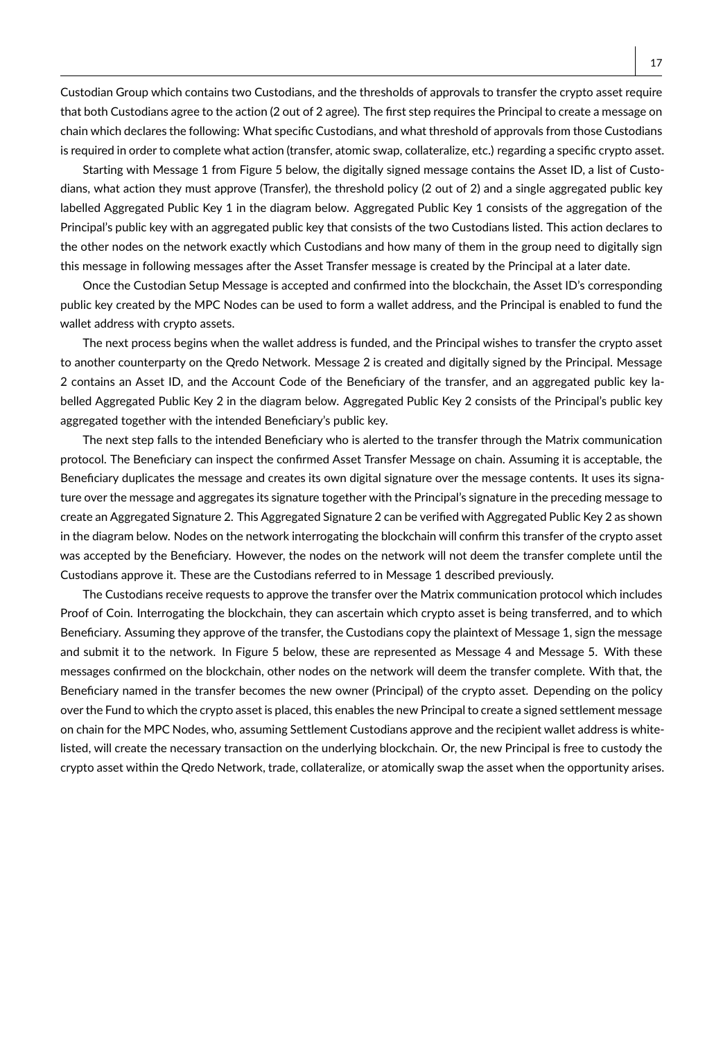Custodian Group which contains two Custodians, and the thresholds of approvals to transfer the crypto asset require that both Custodians agree to the action (2 out of 2 agree). The first step requires the Principal to create a message on chain which declares the following: What specific Custodians, and what threshold of approvals from those Custodians is required in order to complete what action (transfer, atomic swap, collateralize, etc.) regarding a specific crypto asset.

Starting with Message 1 from Figure 5 below, the digitally signed message contains the Asset ID, a list of Custodians, what action they must approve (Transfer), the threshold policy (2 out of 2) and a single aggregated public key labelled Aggregated Public Key 1 in the diagram below. Aggregated Public Key 1 consists of the aggregation of the Principal's public key with an aggregated public key that consists of the two Custodians listed. This action declares to the other nodes on the network exactly which Custodians and how many of them in the group need to digitally sign this message in following messages after the Asset Transfer message is created by the Principal at a later date.

Once the Custodian Setup Message is accepted and confirmed into the blockchain, the Asset ID's corresponding public key created by the MPC Nodes can be used to form a wallet address, and the Principal is enabled to fund the wallet address with crypto assets.

The next process begins when the wallet address is funded, and the Principal wishes to transfer the crypto asset to another counterparty on the Qredo Network. Message 2 is created and digitally signed by the Principal. Message 2 contains an Asset ID, and the Account Code of the Beneficiary of the transfer, and an aggregated public key labelled Aggregated Public Key 2 in the diagram below. Aggregated Public Key 2 consists of the Principal's public key aggregated together with the intended Beneficiary's public key.

The next step falls to the intended Beneficiary who is alerted to the transfer through the Matrix communication protocol. The Beneficiary can inspect the confirmed Asset Transfer Message on chain. Assuming it is acceptable, the Beneficiary duplicates the message and creates its own digital signature over the message contents. It uses its signature over the message and aggregates its signature together with the Principal's signature in the preceding message to create an Aggregated Signature 2. This Aggregated Signature 2 can be verified with Aggregated Public Key 2 as shown in the diagram below. Nodes on the network interrogating the blockchain will confirm this transfer of the crypto asset was accepted by the Beneficiary. However, the nodes on the network will not deem the transfer complete until the Custodians approve it. These are the Custodians referred to in Message 1 described previously.

The Custodians receive requests to approve the transfer over the Matrix communication protocol which includes Proof of Coin. Interrogating the blockchain, they can ascertain which crypto asset is being transferred, and to which Beneficiary. Assuming they approve of the transfer, the Custodians copy the plaintext of Message 1, sign the message and submit it to the network. In Figure 5 below, these are represented as Message 4 and Message 5. With these messages confirmed on the blockchain, other nodes on the network will deem the transfer complete. With that, the Beneficiary named in the transfer becomes the new owner (Principal) of the crypto asset. Depending on the policy over the Fund to which the crypto asset is placed, this enables the new Principal to create a signed settlement message on chain for the MPC Nodes, who, assuming Settlement Custodians approve and the recipient wallet address is white-listed, will create the necessary transaction on the underlying blockchain. Or, the new Principal is free to custody the crypto asset within the Qredo Network, trade, collateralize, or atomically swap the asset when the opportunity arises.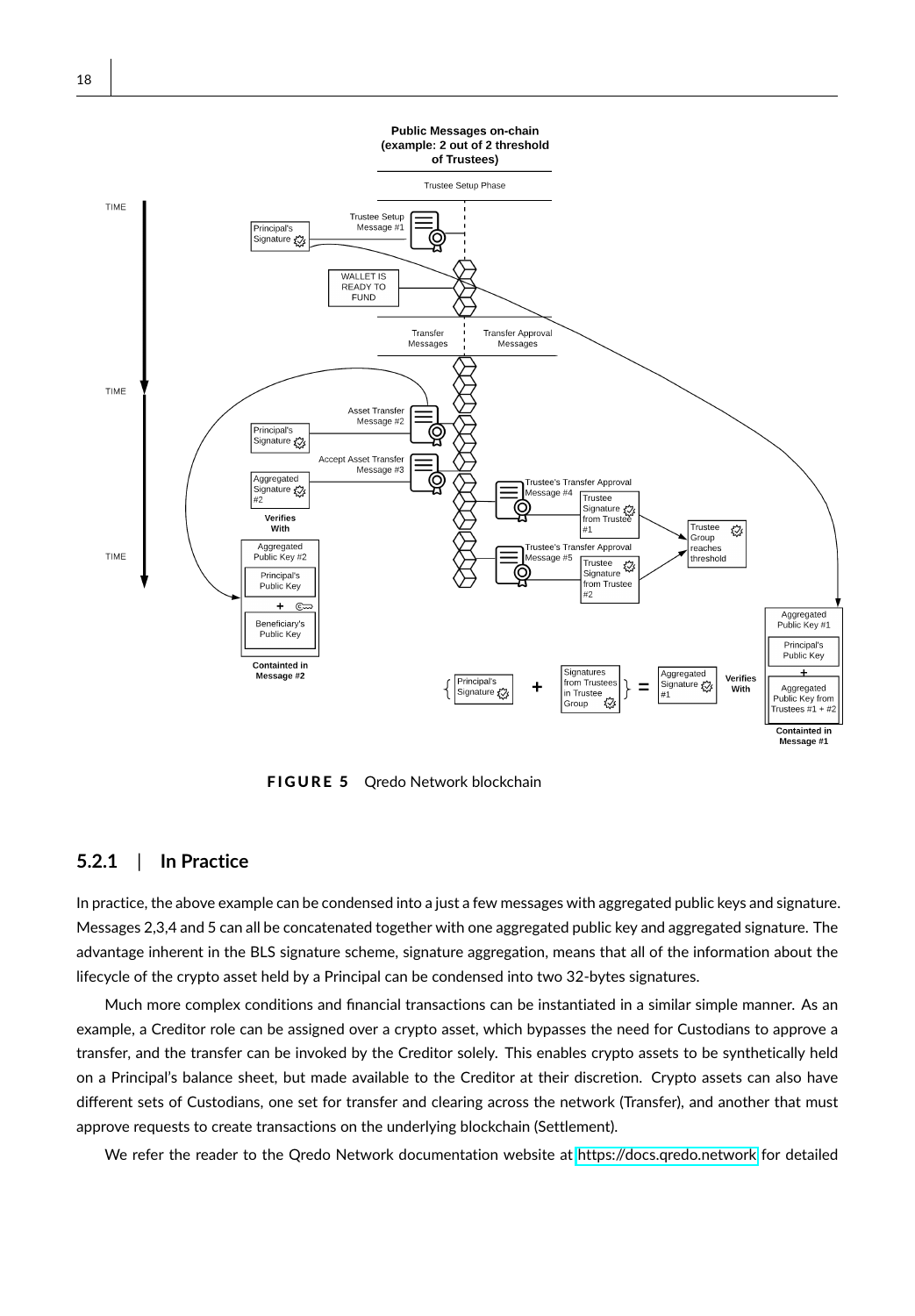**FIGURE 5** Qredo Network blockchain

### 5.2.1 | In Practice

In practice, the above example can be condensed into a just a few messages with aggregated public keys and signature. Messages 2,3,4 and 5 can all be concatenated together with one aggregated public key and aggregated signature. The advantage inherent in the BLS signature scheme, signature aggregation, means that all of the information about the lifecycle of the crypto asset held by a Principal can be condensed into two 32-bytes signatures.

Much more complex conditions and financial transactions can be instantiated in a similar simple manner. As an example, a Creditor role can be assigned over a crypto asset, which bypasses the need for Custodians to approve a transfer, and the transfer can be invoked by the Creditor solely. This enables crypto assets to be synthetically held on a Principal's balance sheet, but made available to the Creditor at their discretion. Crypto assets can also have different sets of Custodians, one set for transfer and clearing across the network (Transfer), and another that must approve requests to create transactions on the underlying blockchain (Settlement).

We refer the reader to the Qredo Network documentation website at https://docs.qredo.network for detailed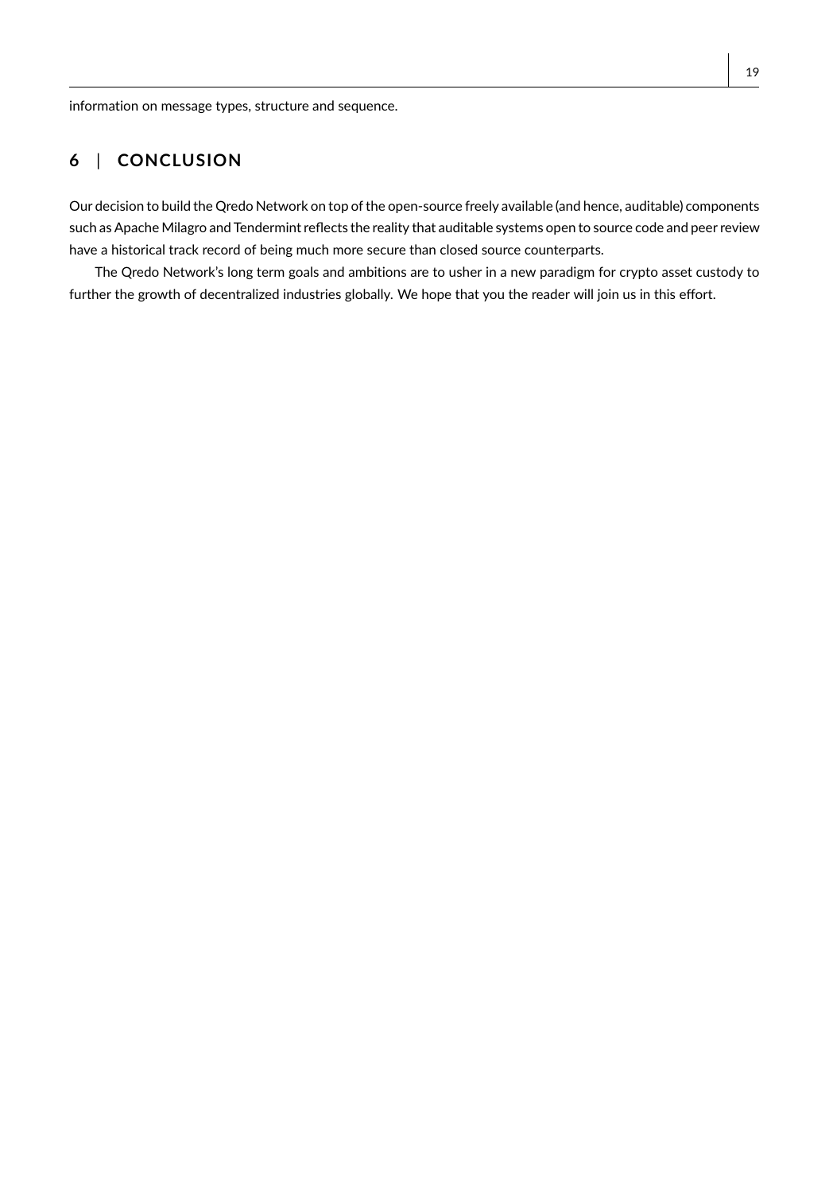information on message types, structure and sequence.

## 6 | CONCLUSION

Our decision to build the Qredo Network on top of the open-source freely available (and hence, auditable) components such as Apache Milagro and Tendermint reflects the reality that auditable systems open to source code and peer review have a historical track record of being much more secure than closed source counterparts.

The Qredo Network's long term goals and ambitions are to usher in a new paradigm for crypto asset custody to further the growth of decentralized industries globally. We hope that you the reader will join us in this effort.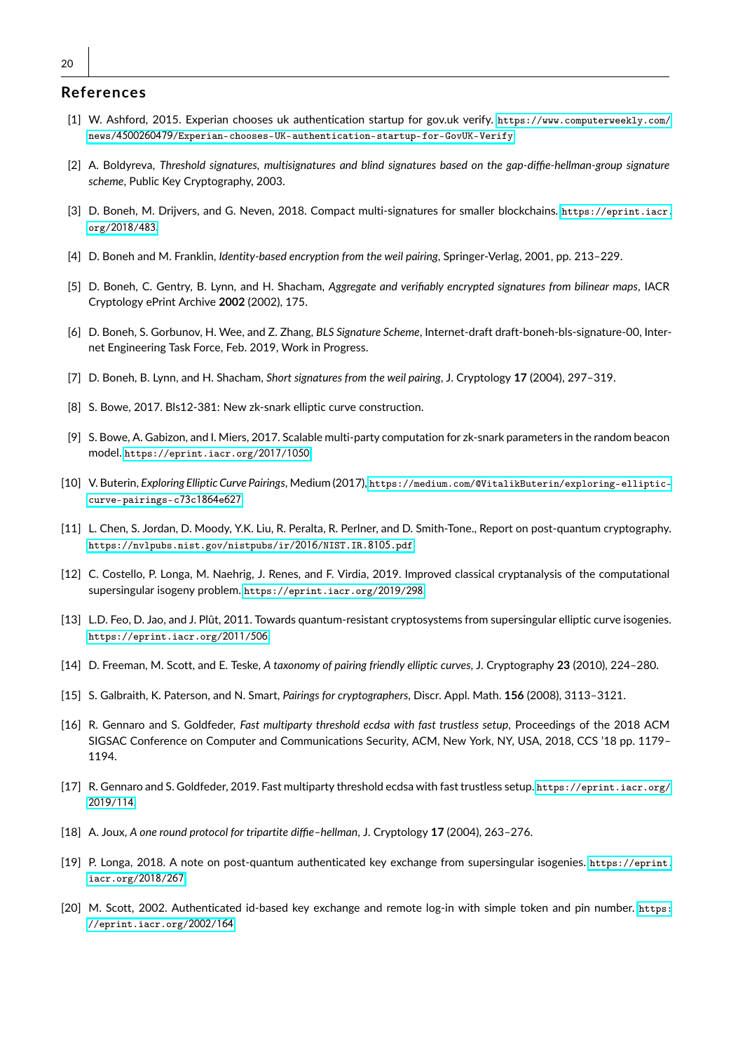## References

[1] W. Ashford, 2015. Experian chooses uk authentication startup for gov.uk verify. https://www.computerweekly.com/news/4500260479/Experian-chooses-UK-authentication-startup-for-GovUK-Verify

[2] A. Boldyreva, *Threshold signatures, multisignatures and blind signatures based on the gap-diffie-hellman-group signature scheme*, Public Key Cryptography, 2003.

[3] D. Boneh, M. Drijvers, and G. Neven, 2018. Compact multi-signatures for smaller blockchains. https://eprint.iacr.org/2018/483

[4] D. Boneh and M. Franklin, *Identity-based encryption from the weil pairing*, Springer-Verlag, 2001, pp. 213–229.

[5] D. Boneh, C. Gentry, B. Lynn, and H. Shacham, *Aggregate and verifiably encrypted signatures from bilinear maps*, IACR Cryptology ePrint Archive **2002** (2002), 175.

[6] D. Boneh, S. Gorbunov, H. Wee, and Z. Zhang, *BLS Signature Scheme*, Internet-draft draft-boneh-bls-signature-00, Internet Engineering Task Force, Feb. 2019, Work in Progress.

[7] D. Boneh, B. Lynn, and H. Shacham, *Short signatures from the weil pairing*, J. Cryptology **17** (2004), 297–319.

[8] S. Bowe, 2017. Bls12-381: New zk-snark elliptic curve construction.

[9] S. Bowe, A. Gabizon, and I. Miers, 2017. Scalable multi-party computation for zk-snark parameters in the random beacon model. https://eprint.iacr.org/2017/1050

[10] V. Buterin, *Exploring Elliptic Curve Pairings*, Medium (2017), https://medium.com/@VitalikButerin/exploring-elliptic-curve-pairings-c73c1864e627

[11] L. Chen, S. Jordan, D. Moody, Y.K. Liu, R. Peralta, R. Perlner, and D. Smith-Tone., Report on post-quantum cryptography. https://nvlpubs.nist.gov/nistpubs/ir/2016/NIST.IR.8105.pdf

[12] C. Costello, P. Longa, M. Naehrig, J. Renes, and F. Virdia, 2019. Improved classical cryptanalysis of the computational supersingular isogeny problem. https://eprint.iacr.org/2019/298

[13] L.D. Feo, D. Jao, and J. Plût, 2011. Towards quantum-resistant cryptosystems from supersingular elliptic curve isogenies. https://eprint.iacr.org/2011/506

[14] D. Freeman, M. Scott, and E. Teske, *A taxonomy of pairing friendly elliptic curves*, J. Cryptography **23** (2010), 224–280.

[15] S. Galbraith, K. Paterson, and N. Smart, *Pairings for cryptographers*, Discr. Appl. Math. **156** (2008), 3113–3121.

[16] R. Gennaro and S. Goldfeder, *Fast multiparty threshold ecdsa with fast trustless setup*, Proceedings of the 2018 ACM SIGSAC Conference on Computer and Communications Security, ACM, New York, NY, USA, 2018, CCS '18 pp. 1179–1194.

[17] R. Gennaro and S. Goldfeder, 2019. Fast multiparty threshold ecdsa with fast trustless setup. https://eprint.iacr.org/2019/114

[18] A. Joux, *A one round protocol for tripartite diffie–hellman*, J. Cryptology **17** (2004), 263–276.

[19] P. Longa, 2018. A note on post-quantum authenticated key exchange from supersingular isogenies. https://eprint.iacr.org/2018/267

[20] M. Scott, 2002. Authenticated id-based key exchange and remote log-in with simple token and pin number. https://eprint.iacr.org/2002/164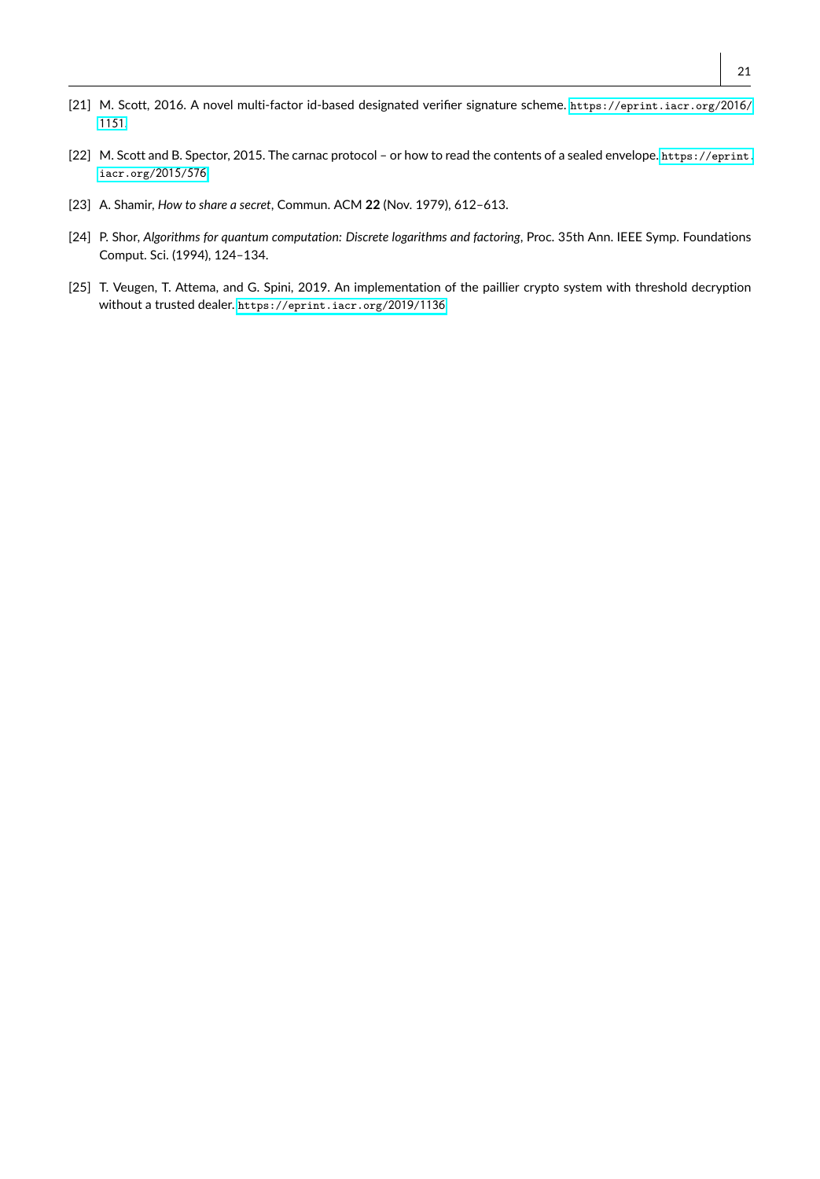[21] M. Scott, 2016. A novel multi-factor id-based designated verifier signature scheme. https://eprint.iacr.org/2016/1151.

[22] M. Scott and B. Spector, 2015. The carnac protocol – or how to read the contents of a sealed envelope. https://eprint.iacr.org/2015/576.

[23] A. Shamir, *How to share a secret*, Commun. ACM **22** (Nov. 1979), 612–613.

[24] P. Shor, *Algorithms for quantum computation: Discrete logarithms and factoring*, Proc. 35th Ann. IEEE Symp. Foundations Comput. Sci. (1994), 124–134.

[25] T. Veugen, T. Attema, and G. Spini, 2019. An implementation of the paillier crypto system with threshold decryption without a trusted dealer. https://eprint.iacr.org/2019/1136.